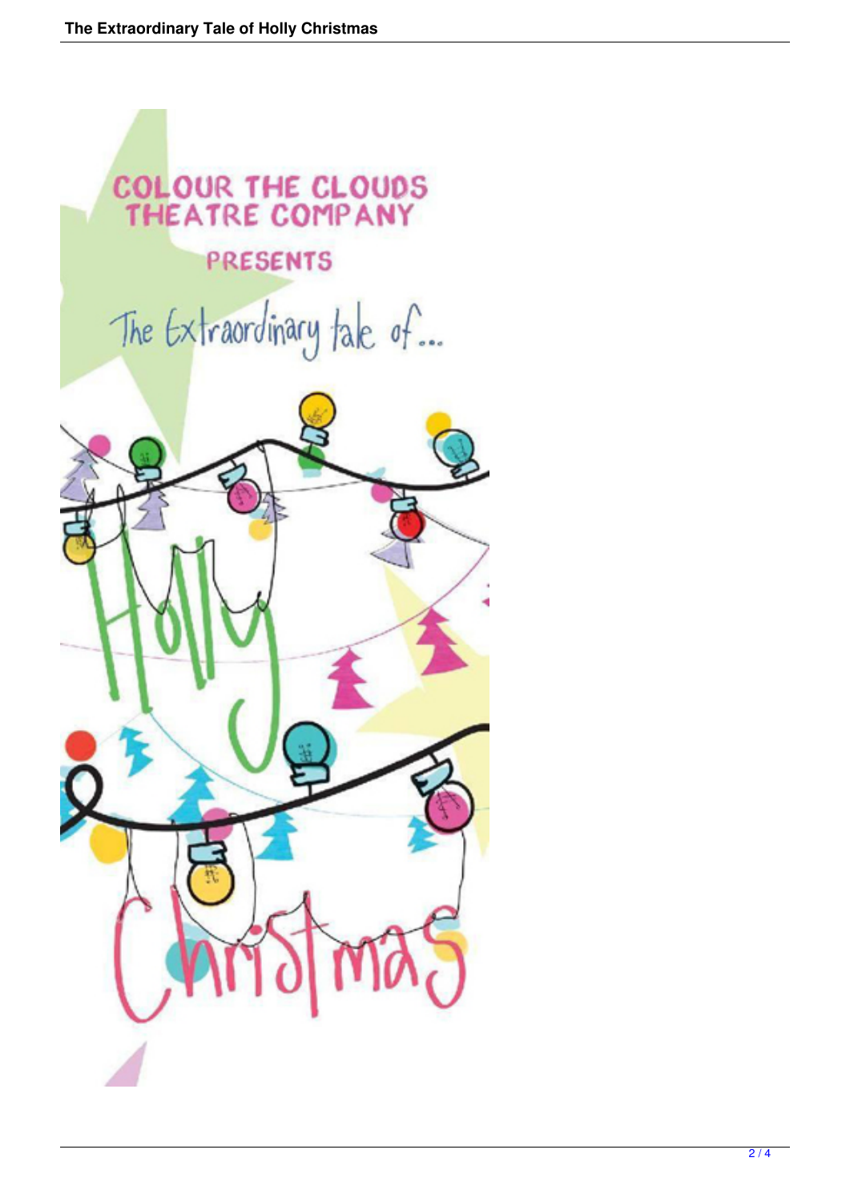COLOUR THE CLOUDS THEATRE COMPANY

PRESENTS

The Extraordinary tale of...

Holly

Christmas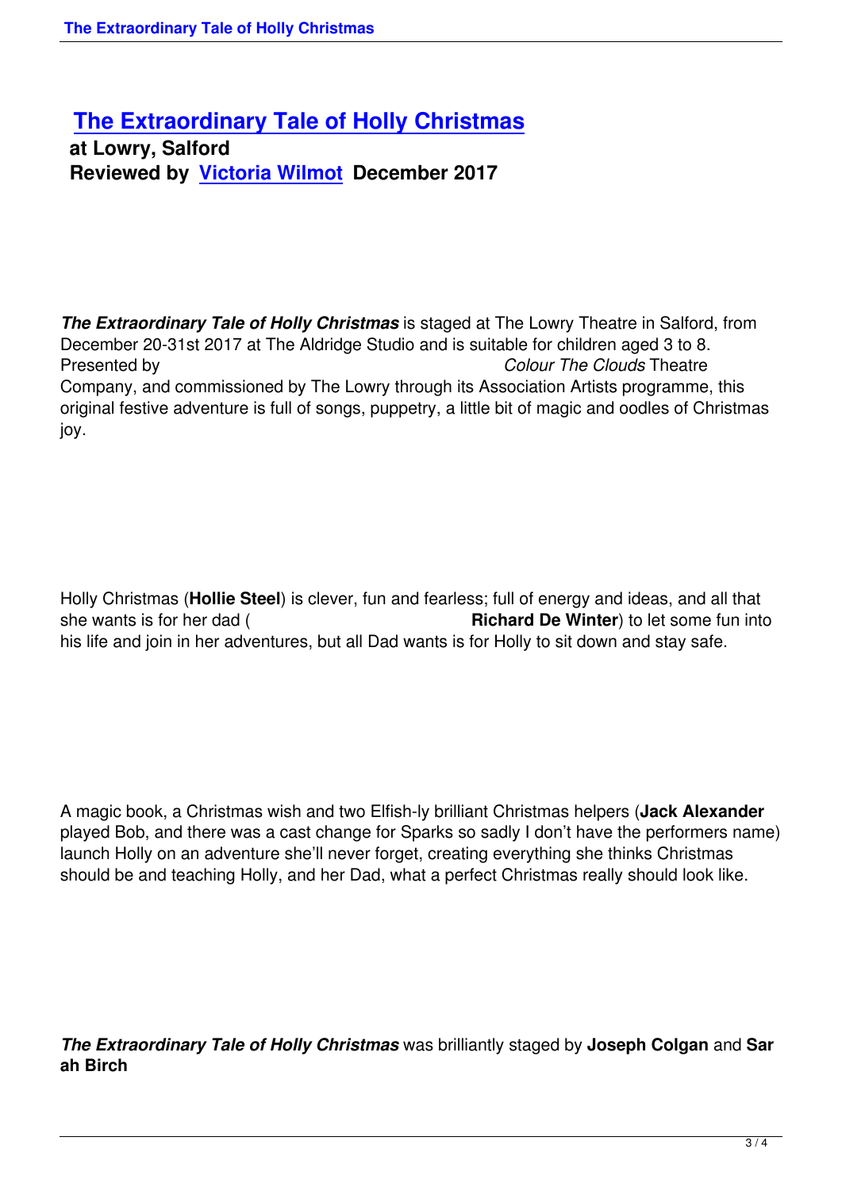# The Extraordinary Tale of Holly Christmas

**at Lowry, Salford**
**Reviewed by Victoria Wilmot December 2017**

***The Extraordinary Tale of Holly Christmas*** is staged at The Lowry Theatre in Salford, from December 20-31st 2017 at The Aldridge Studio and is suitable for children aged 3 to 8. Presented by *Colour The Clouds* Theatre Company, and commissioned by The Lowry through its Association Artists programme, this original festive adventure is full of songs, puppetry, a little bit of magic and oodles of Christmas joy.

Holly Christmas (**Hollie Steel**) is clever, fun and fearless; full of energy and ideas, and all that she wants is for her dad (**Richard De Winter**) to let some fun into his life and join in her adventures, but all Dad wants is for Holly to sit down and stay safe.

A magic book, a Christmas wish and two Elfish-ly brilliant Christmas helpers (**Jack Alexander** played Bob, and there was a cast change for Sparks so sadly I don't have the performers name) launch Holly on an adventure she'll never forget, creating everything she thinks Christmas should be and teaching Holly, and her Dad, what a perfect Christmas really should look like.

***The Extraordinary Tale of Holly Christmas*** was brilliantly staged by **Joseph Colgan** and **Sarah Birch**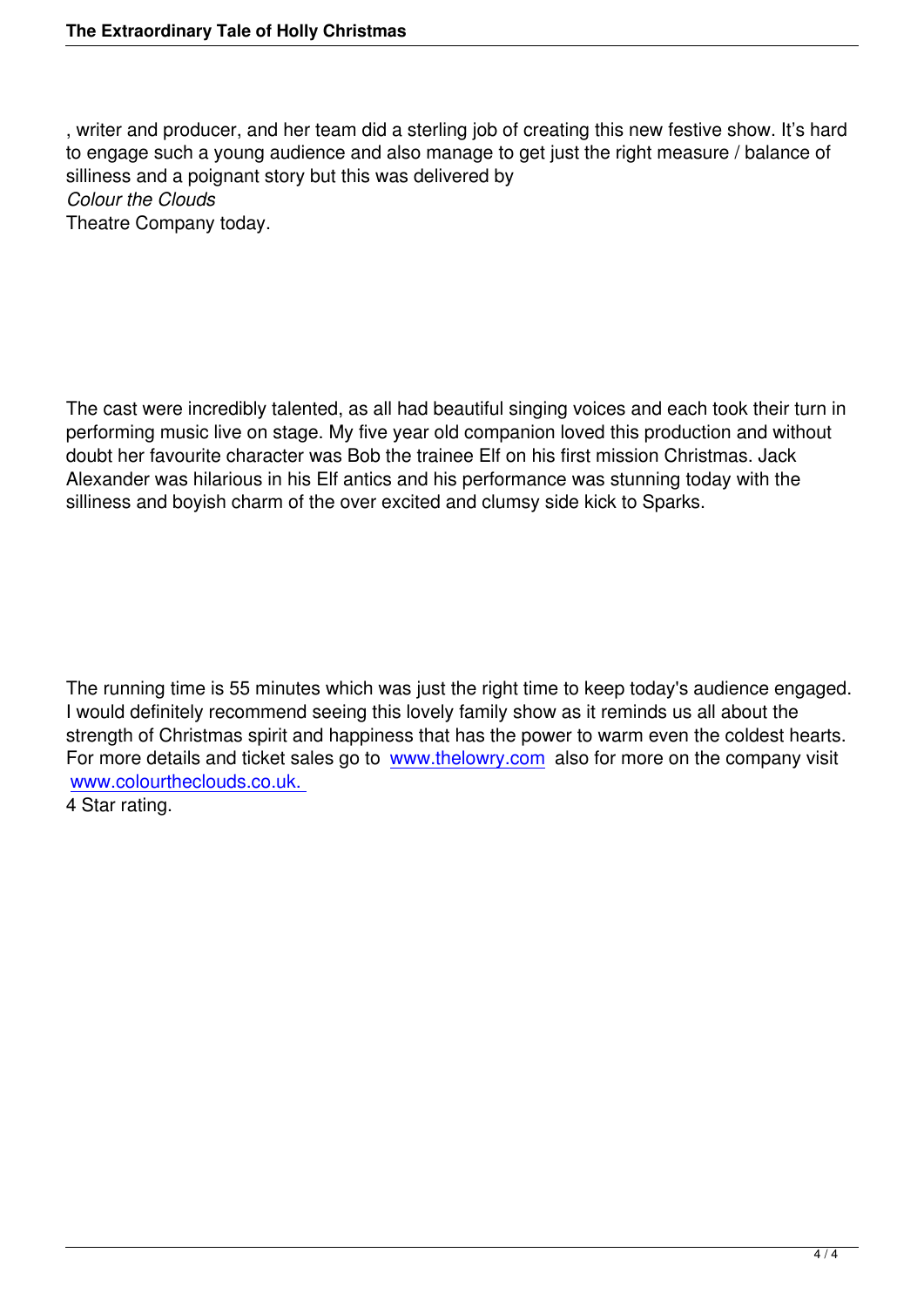, writer and producer, and her team did a sterling job of creating this new festive show. It's hard to engage such a young audience and also manage to get just the right measure / balance of silliness and a poignant story but this was delivered by *Colour the Clouds* Theatre Company today.

The cast were incredibly talented, as all had beautiful singing voices and each took their turn in performing music live on stage. My five year old companion loved this production and without doubt her favourite character was Bob the trainee Elf on his first mission Christmas. Jack Alexander was hilarious in his Elf antics and his performance was stunning today with the silliness and boyish charm of the over excited and clumsy side kick to Sparks.

The running time is 55 minutes which was just the right time to keep today's audience engaged. I would definitely recommend seeing this lovely family show as it reminds us all about the strength of Christmas spirit and happiness that has the power to warm even the coldest hearts. For more details and ticket sales go to [www.thelowry.com](http://www.thelowry.com) also for more on the company visit [www.colourtheclouds.co.uk.](http://www.colourtheclouds.co.uk)
4 Star rating.